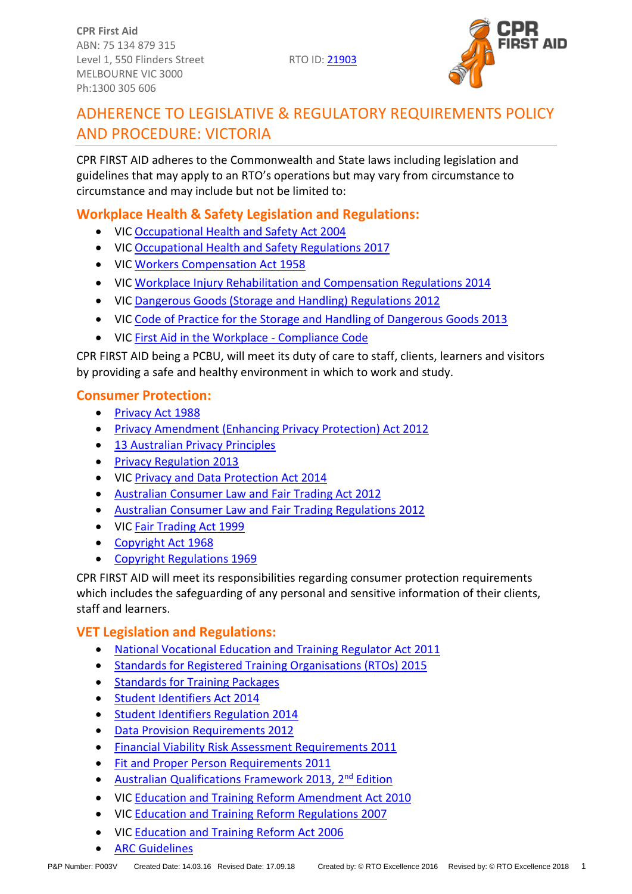**CPR First Aid**
ABN: 75 134 879 315
Level 1, 550 Flinders Street
MELBOURNE VIC 3000
Ph:1300 305 606

RTO ID: 21903

# ADHERENCE TO LEGISLATIVE & REGULATORY REQUIREMENTS POLICY AND PROCEDURE: VICTORIA

CPR FIRST AID adheres to the Commonwealth and State laws including legislation and guidelines that may apply to an RTO's operations but may vary from circumstance to circumstance and may include but not be limited to:

## Workplace Health & Safety Legislation and Regulations:

- VIC Occupational Health and Safety Act 2004
- VIC Occupational Health and Safety Regulations 2017
- VIC Workers Compensation Act 1958
- VIC Workplace Injury Rehabilitation and Compensation Regulations 2014
- VIC Dangerous Goods (Storage and Handling) Regulations 2012
- VIC Code of Practice for the Storage and Handling of Dangerous Goods 2013
- VIC First Aid in the Workplace - Compliance Code

CPR FIRST AID being a PCBU, will meet its duty of care to staff, clients, learners and visitors by providing a safe and healthy environment in which to work and study.

## Consumer Protection:

- Privacy Act 1988
- Privacy Amendment (Enhancing Privacy Protection) Act 2012
- 13 Australian Privacy Principles
- Privacy Regulation 2013
- VIC Privacy and Data Protection Act 2014
- Australian Consumer Law and Fair Trading Act 2012
- Australian Consumer Law and Fair Trading Regulations 2012
- VIC Fair Trading Act 1999
- Copyright Act 1968
- Copyright Regulations 1969

CPR FIRST AID will meet its responsibilities regarding consumer protection requirements which includes the safeguarding of any personal and sensitive information of their clients, staff and learners.

## VET Legislation and Regulations:

- National Vocational Education and Training Regulator Act 2011
- Standards for Registered Training Organisations (RTOs) 2015
- Standards for Training Packages
- Student Identifiers Act 2014
- Student Identifiers Regulation 2014
- Data Provision Requirements 2012
- Financial Viability Risk Assessment Requirements 2011
- Fit and Proper Person Requirements 2011
- Australian Qualifications Framework 2013, 2nd Edition
- VIC Education and Training Reform Amendment Act 2010
- VIC Education and Training Reform Regulations 2007
- VIC Education and Training Reform Act 2006
- ARC Guidelines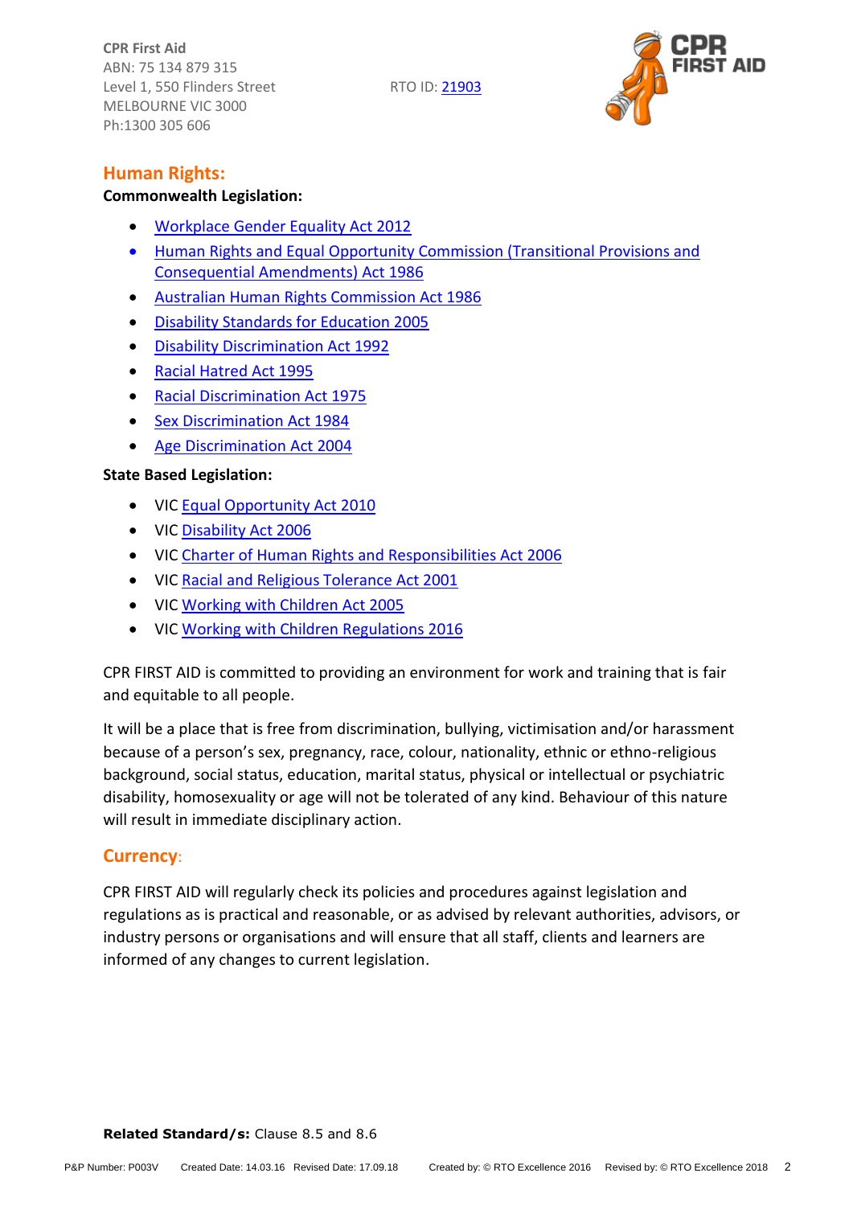CPR First Aid
ABN: 75 134 879 315
Level 1, 550 Flinders Street
MELBOURNE VIC 3000
Ph:1300 305 606

RTO ID: 21903

## Human Rights:

**Commonwealth Legislation:**

- Workplace Gender Equality Act 2012
- Human Rights and Equal Opportunity Commission (Transitional Provisions and Consequential Amendments) Act 1986
- Australian Human Rights Commission Act 1986
- Disability Standards for Education 2005
- Disability Discrimination Act 1992
- Racial Hatred Act 1995
- Racial Discrimination Act 1975
- Sex Discrimination Act 1984
- Age Discrimination Act 2004

**State Based Legislation:**

- VIC Equal Opportunity Act 2010
- VIC Disability Act 2006
- VIC Charter of Human Rights and Responsibilities Act 2006
- VIC Racial and Religious Tolerance Act 2001
- VIC Working with Children Act 2005
- VIC Working with Children Regulations 2016

CPR FIRST AID is committed to providing an environment for work and training that is fair and equitable to all people.

It will be a place that is free from discrimination, bullying, victimisation and/or harassment because of a person's sex, pregnancy, race, colour, nationality, ethnic or ethno-religious background, social status, education, marital status, physical or intellectual or psychiatric disability, homosexuality or age will not be tolerated of any kind. Behaviour of this nature will result in immediate disciplinary action.

## Currency:

CPR FIRST AID will regularly check its policies and procedures against legislation and regulations as is practical and reasonable, or as advised by relevant authorities, advisors, or industry persons or organisations and will ensure that all staff, clients and learners are informed of any changes to current legislation.

**Related Standard/s:** Clause 8.5 and 8.6

P&P Number: P003V Created Date: 14.03.16 Revised Date: 17.09.18 Created by: © RTO Excellence 2016 Revised by: © RTO Excellence 2018